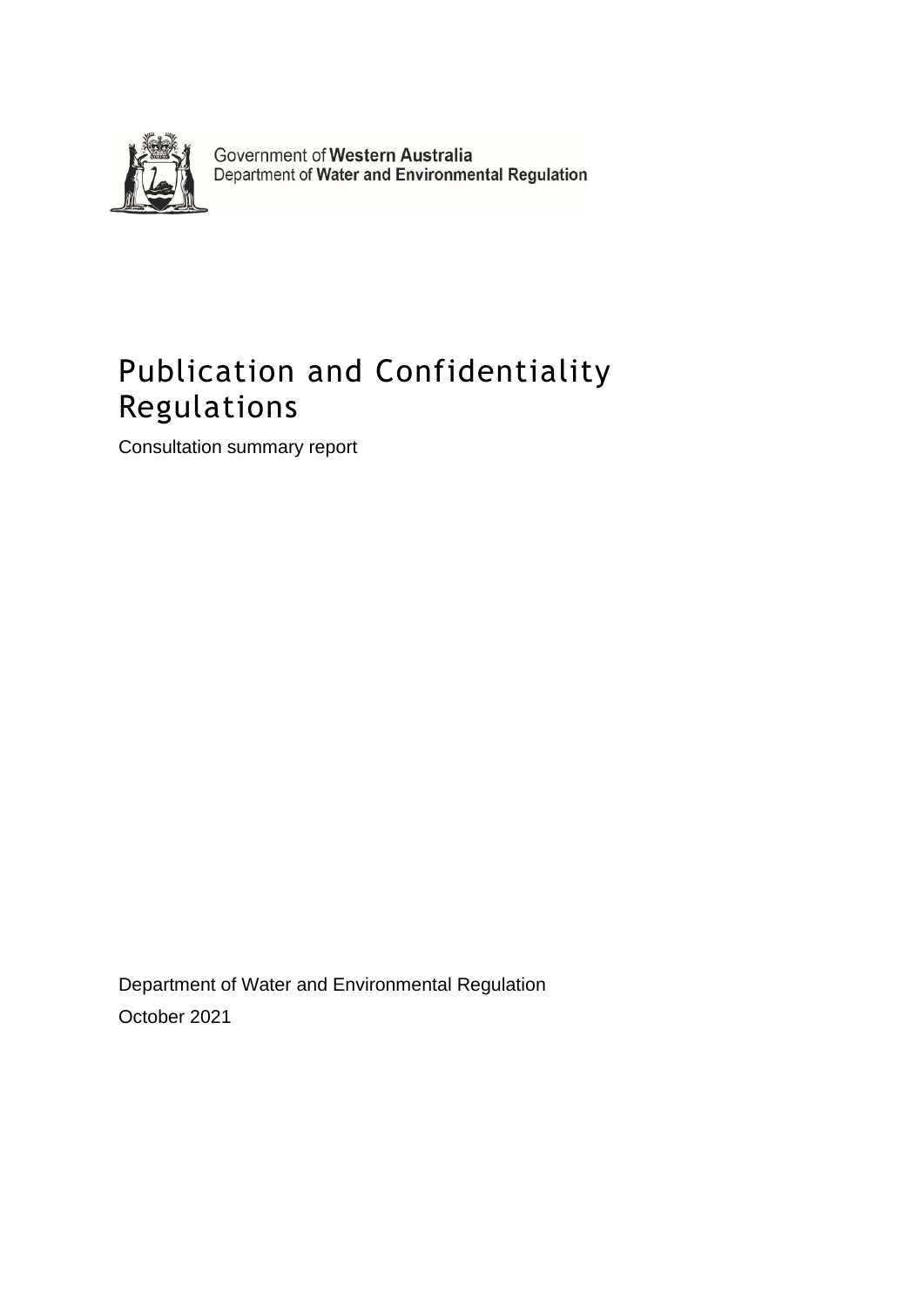Government of **Western Australia**
Department of **Water and Environmental Regulation**

# Publication and Confidentiality Regulations

Consultation summary report

Department of Water and Environmental Regulation

October 2021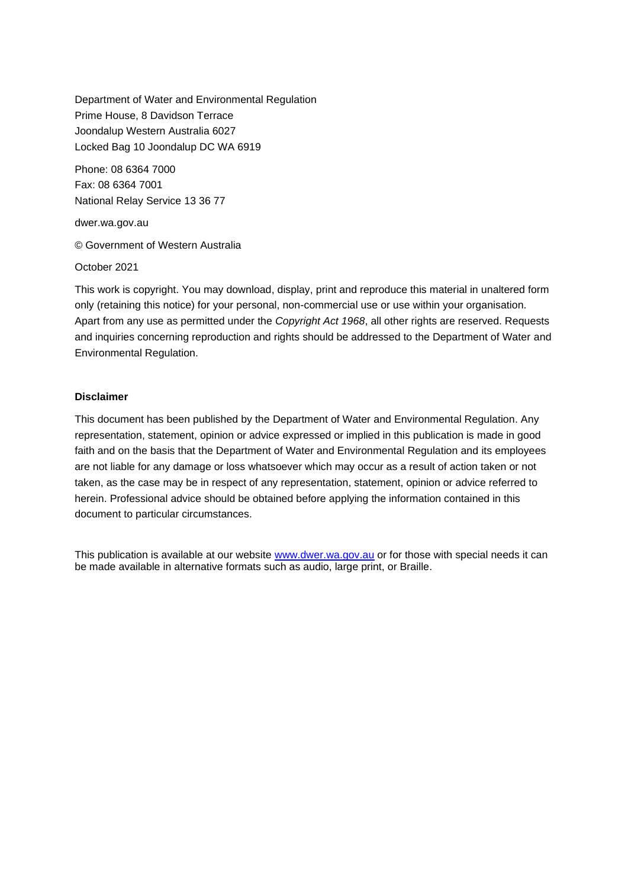Department of Water and Environmental Regulation
Prime House, 8 Davidson Terrace
Joondalup Western Australia 6027
Locked Bag 10 Joondalup DC WA 6919

Phone: 08 6364 7000
Fax: 08 6364 7001
National Relay Service 13 36 77

dwer.wa.gov.au

© Government of Western Australia

October 2021

This work is copyright. You may download, display, print and reproduce this material in unaltered form only (retaining this notice) for your personal, non-commercial use or use within your organisation. Apart from any use as permitted under the *Copyright Act 1968*, all other rights are reserved. Requests and inquiries concerning reproduction and rights should be addressed to the Department of Water and Environmental Regulation.

**Disclaimer**

This document has been published by the Department of Water and Environmental Regulation. Any representation, statement, opinion or advice expressed or implied in this publication is made in good faith and on the basis that the Department of Water and Environmental Regulation and its employees are not liable for any damage or loss whatsoever which may occur as a result of action taken or not taken, as the case may be in respect of any representation, statement, opinion or advice referred to herein. Professional advice should be obtained before applying the information contained in this document to particular circumstances.

This publication is available at our website [www.dwer.wa.gov.au](www.dwer.wa.gov.au) or for those with special needs it can be made available in alternative formats such as audio, large print, or Braille.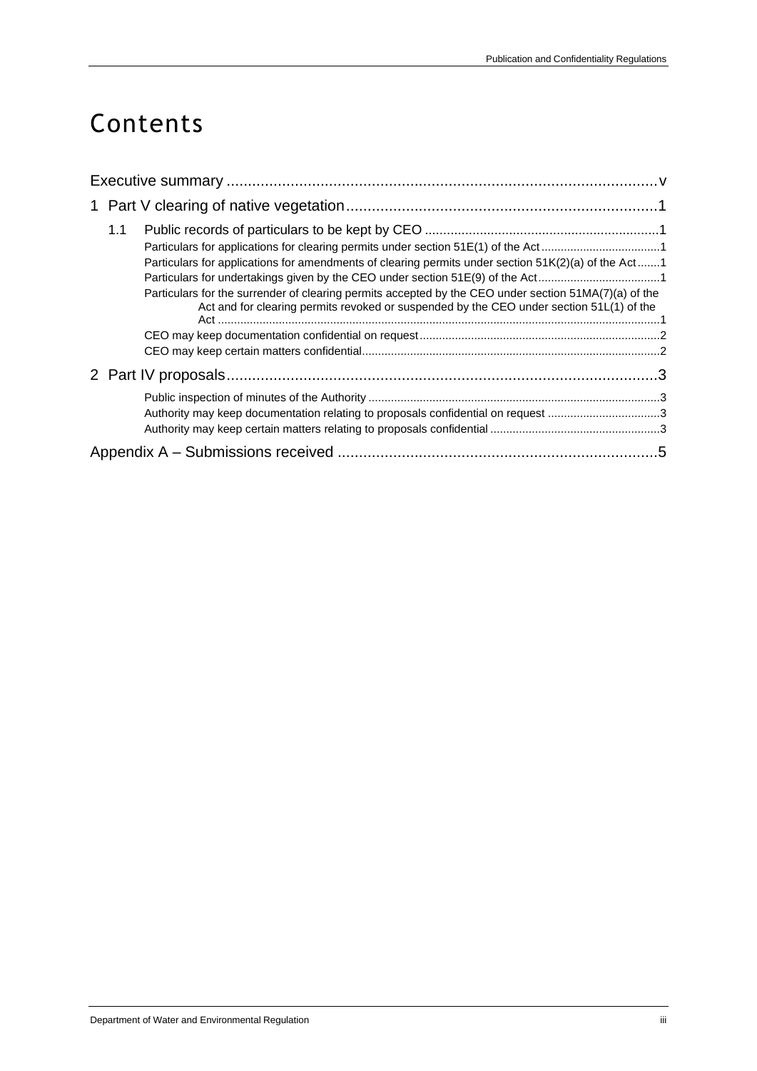# Contents

Executive summary ..................................................................................................v

1 Part V clearing of native vegetation .........................................................................1

- 1.1 Public records of particulars to be kept by CEO ...............................................................1
  - Particulars for applications for clearing permits under section 51E(1) of the Act .....................................1
  - Particulars for applications for amendments of clearing permits under section 51K(2)(a) of the Act .......1
  - Particulars for undertakings given by the CEO under section 51E(9) of the Act ......................................1
  - Particulars for the surrender of clearing permits accepted by the CEO under section 51MA(7)(a) of the Act and for clearing permits revoked or suspended by the CEO under section 51L(1) of the Act .........................................................................................................................................1
  - CEO may keep documentation confidential on request ..........................................................................2
  - CEO may keep certain matters confidential............................................................................................2

2 Part IV proposals....................................................................................................3

- Public inspection of minutes of the Authority ..........................................................................................3
- Authority may keep documentation relating to proposals confidential on request ...................................3
- Authority may keep certain matters relating to proposals confidential ....................................................3

Appendix A – Submissions received ..........................................................................5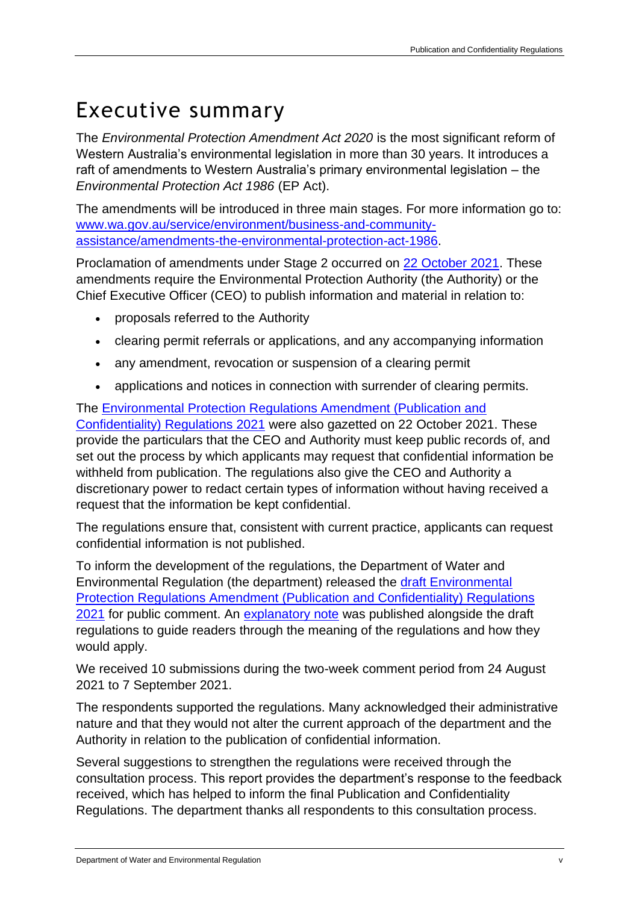# Executive summary

The *Environmental Protection Amendment Act 2020* is the most significant reform of Western Australia's environmental legislation in more than 30 years. It introduces a raft of amendments to Western Australia's primary environmental legislation – the *Environmental Protection Act 1986* (EP Act).

The amendments will be introduced in three main stages. For more information go to: [www.wa.gov.au/service/environment/business-and-community-assistance/amendments-the-environmental-protection-act-1986](www.wa.gov.au/service/environment/business-and-community-assistance/amendments-the-environmental-protection-act-1986).

Proclamation of amendments under Stage 2 occurred on 22 October 2021. These amendments require the Environmental Protection Authority (the Authority) or the Chief Executive Officer (CEO) to publish information and material in relation to:

- proposals referred to the Authority
- clearing permit referrals or applications, and any accompanying information
- any amendment, revocation or suspension of a clearing permit
- applications and notices in connection with surrender of clearing permits.

The Environmental Protection Regulations Amendment (Publication and Confidentiality) Regulations 2021 were also gazetted on 22 October 2021. These provide the particulars that the CEO and Authority must keep public records of, and set out the process by which applicants may request that confidential information be withheld from publication. The regulations also give the CEO and Authority a discretionary power to redact certain types of information without having received a request that the information be kept confidential.

The regulations ensure that, consistent with current practice, applicants can request confidential information is not published.

To inform the development of the regulations, the Department of Water and Environmental Regulation (the department) released the draft Environmental Protection Regulations Amendment (Publication and Confidentiality) Regulations 2021 for public comment. An explanatory note was published alongside the draft regulations to guide readers through the meaning of the regulations and how they would apply.

We received 10 submissions during the two-week comment period from 24 August 2021 to 7 September 2021.

The respondents supported the regulations. Many acknowledged their administrative nature and that they would not alter the current approach of the department and the Authority in relation to the publication of confidential information.

Several suggestions to strengthen the regulations were received through the consultation process. This report provides the department's response to the feedback received, which has helped to inform the final Publication and Confidentiality Regulations. The department thanks all respondents to this consultation process.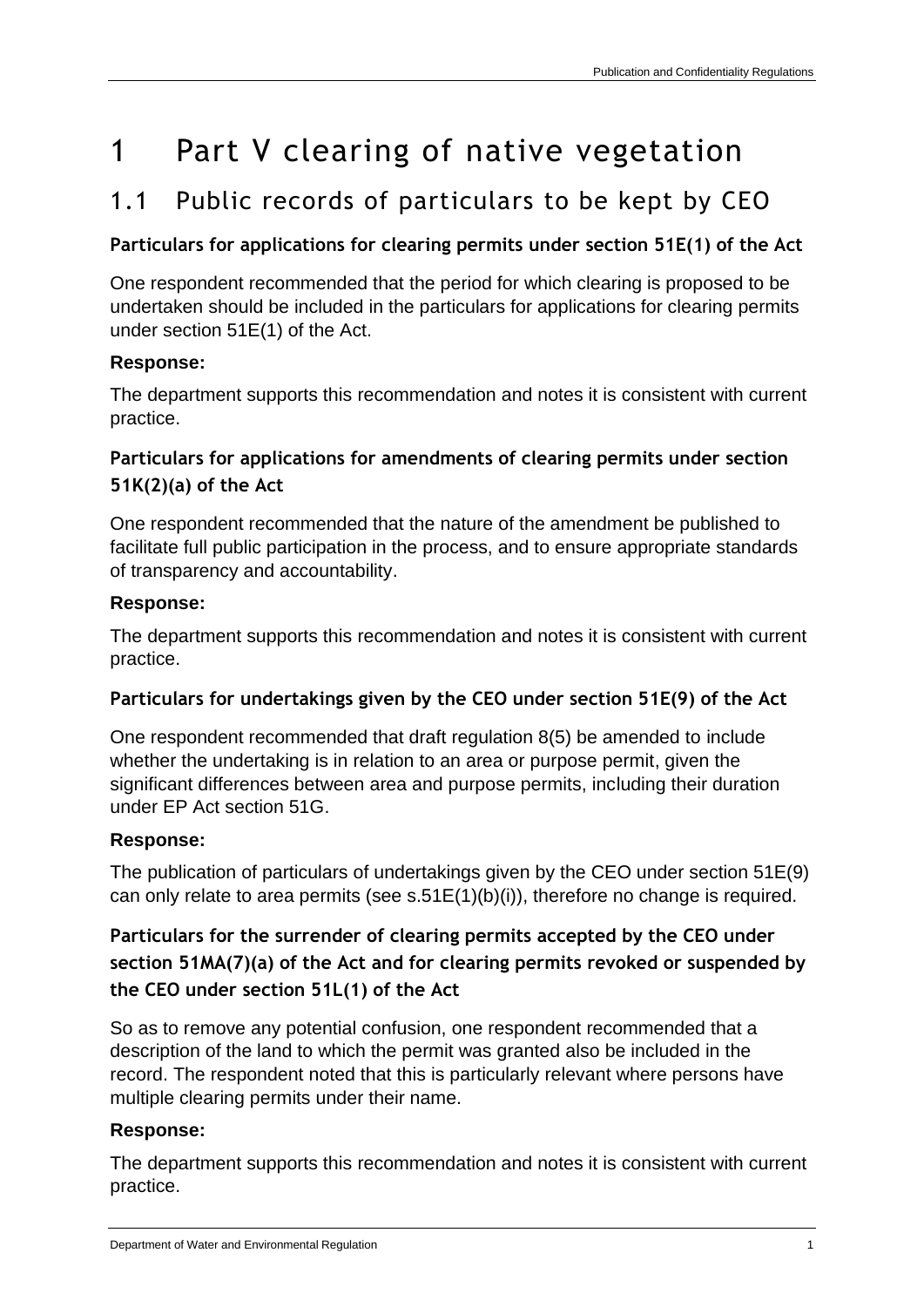# 1 Part V clearing of native vegetation

## 1.1 Public records of particulars to be kept by CEO

### Particulars for applications for clearing permits under section 51E(1) of the Act

One respondent recommended that the period for which clearing is proposed to be undertaken should be included in the particulars for applications for clearing permits under section 51E(1) of the Act.

**Response:**

The department supports this recommendation and notes it is consistent with current practice.

### Particulars for applications for amendments of clearing permits under section 51K(2)(a) of the Act

One respondent recommended that the nature of the amendment be published to facilitate full public participation in the process, and to ensure appropriate standards of transparency and accountability.

**Response:**

The department supports this recommendation and notes it is consistent with current practice.

### Particulars for undertakings given by the CEO under section 51E(9) of the Act

One respondent recommended that draft regulation 8(5) be amended to include whether the undertaking is in relation to an area or purpose permit, given the significant differences between area and purpose permits, including their duration under EP Act section 51G.

**Response:**

The publication of particulars of undertakings given by the CEO under section 51E(9) can only relate to area permits (see s.51E(1)(b)(i)), therefore no change is required.

### Particulars for the surrender of clearing permits accepted by the CEO under section 51MA(7)(a) of the Act and for clearing permits revoked or suspended by the CEO under section 51L(1) of the Act

So as to remove any potential confusion, one respondent recommended that a description of the land to which the permit was granted also be included in the record. The respondent noted that this is particularly relevant where persons have multiple clearing permits under their name.

**Response:**

The department supports this recommendation and notes it is consistent with current practice.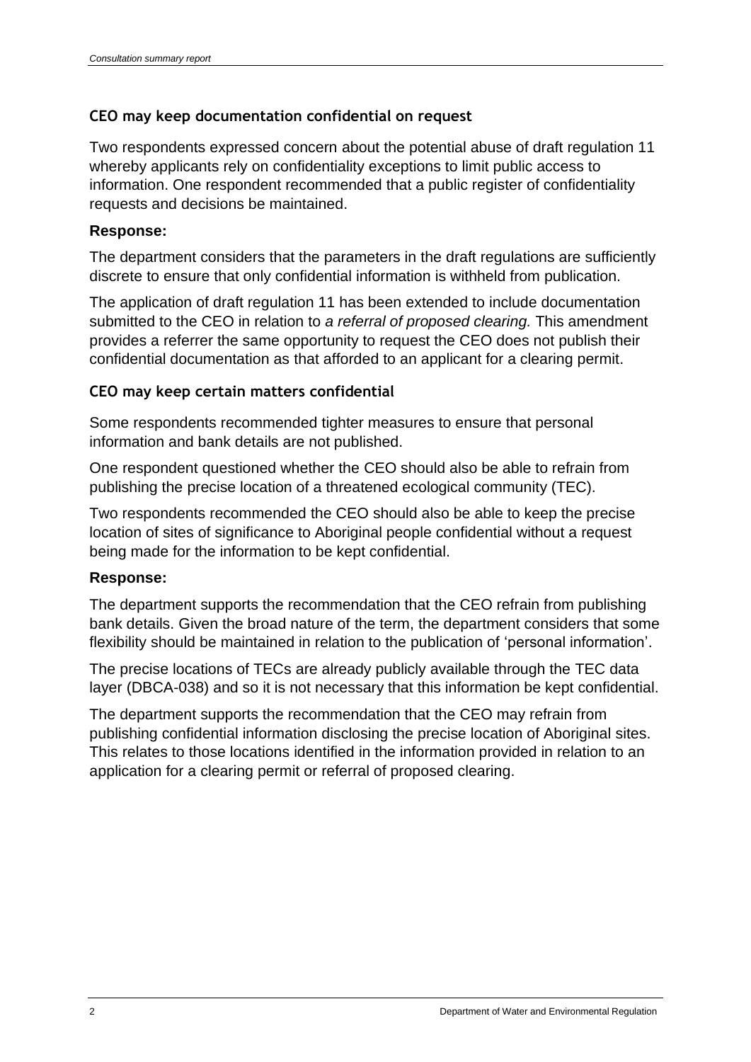### CEO may keep documentation confidential on request

Two respondents expressed concern about the potential abuse of draft regulation 11 whereby applicants rely on confidentiality exceptions to limit public access to information. One respondent recommended that a public register of confidentiality requests and decisions be maintained.

**Response:**

The department considers that the parameters in the draft regulations are sufficiently discrete to ensure that only confidential information is withheld from publication.

The application of draft regulation 11 has been extended to include documentation submitted to the CEO in relation to *a referral of proposed clearing.* This amendment provides a referrer the same opportunity to request the CEO does not publish their confidential documentation as that afforded to an applicant for a clearing permit.

### CEO may keep certain matters confidential

Some respondents recommended tighter measures to ensure that personal information and bank details are not published.

One respondent questioned whether the CEO should also be able to refrain from publishing the precise location of a threatened ecological community (TEC).

Two respondents recommended the CEO should also be able to keep the precise location of sites of significance to Aboriginal people confidential without a request being made for the information to be kept confidential.

**Response:**

The department supports the recommendation that the CEO refrain from publishing bank details. Given the broad nature of the term, the department considers that some flexibility should be maintained in relation to the publication of 'personal information'.

The precise locations of TECs are already publicly available through the TEC data layer (DBCA-038) and so it is not necessary that this information be kept confidential.

The department supports the recommendation that the CEO may refrain from publishing confidential information disclosing the precise location of Aboriginal sites. This relates to those locations identified in the information provided in relation to an application for a clearing permit or referral of proposed clearing.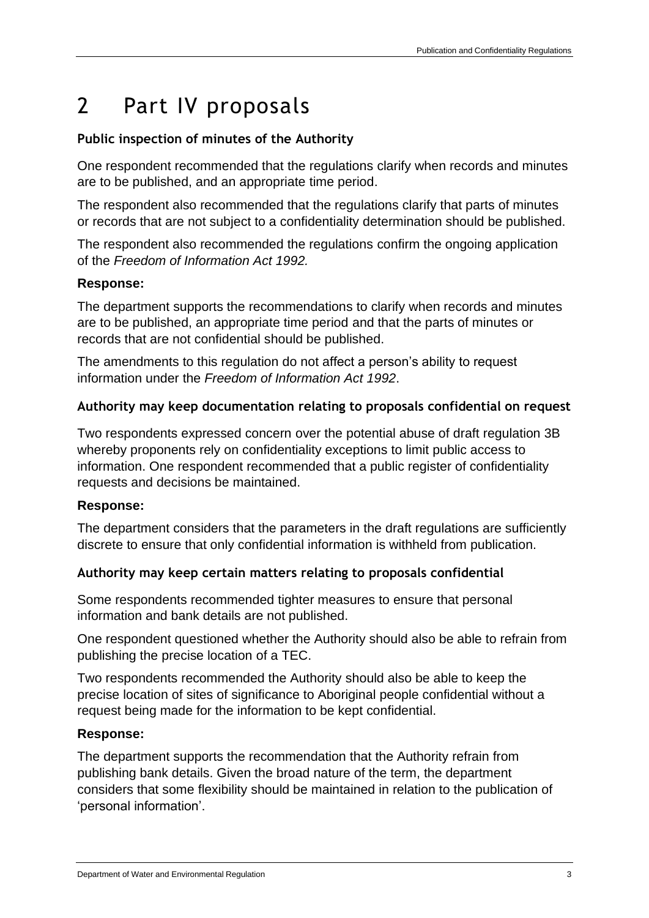# 2 Part IV proposals

### Public inspection of minutes of the Authority

One respondent recommended that the regulations clarify when records and minutes are to be published, and an appropriate time period.

The respondent also recommended that the regulations clarify that parts of minutes or records that are not subject to a confidentiality determination should be published.

The respondent also recommended the regulations confirm the ongoing application of the *Freedom of Information Act 1992.*

**Response:**

The department supports the recommendations to clarify when records and minutes are to be published, an appropriate time period and that the parts of minutes or records that are not confidential should be published.

The amendments to this regulation do not affect a person's ability to request information under the *Freedom of Information Act 1992*.

### Authority may keep documentation relating to proposals confidential on request

Two respondents expressed concern over the potential abuse of draft regulation 3B whereby proponents rely on confidentiality exceptions to limit public access to information. One respondent recommended that a public register of confidentiality requests and decisions be maintained.

**Response:**

The department considers that the parameters in the draft regulations are sufficiently discrete to ensure that only confidential information is withheld from publication.

### Authority may keep certain matters relating to proposals confidential

Some respondents recommended tighter measures to ensure that personal information and bank details are not published.

One respondent questioned whether the Authority should also be able to refrain from publishing the precise location of a TEC.

Two respondents recommended the Authority should also be able to keep the precise location of sites of significance to Aboriginal people confidential without a request being made for the information to be kept confidential.

**Response:**

The department supports the recommendation that the Authority refrain from publishing bank details. Given the broad nature of the term, the department considers that some flexibility should be maintained in relation to the publication of 'personal information'.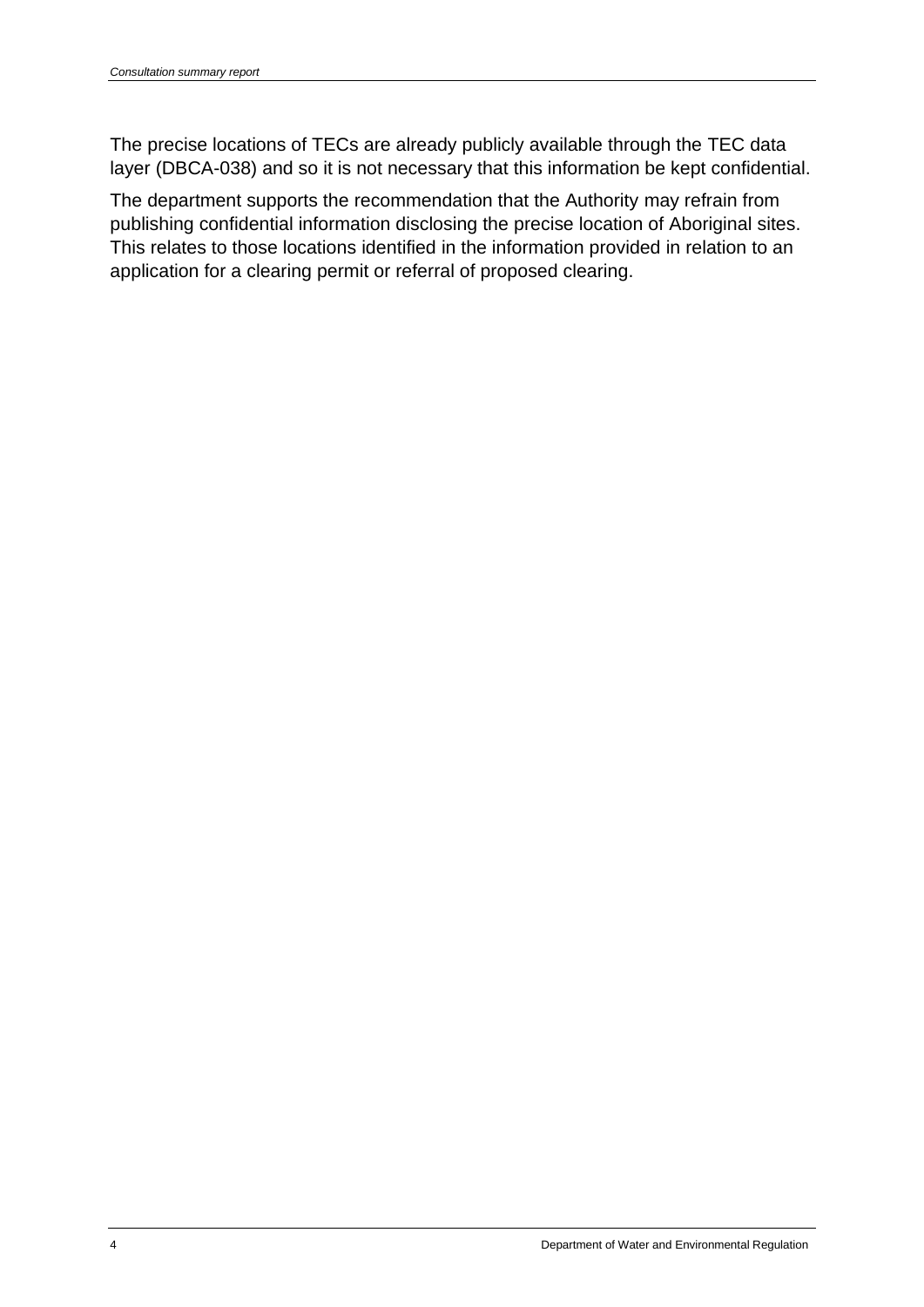The precise locations of TECs are already publicly available through the TEC data layer (DBCA-038) and so it is not necessary that this information be kept confidential.

The department supports the recommendation that the Authority may refrain from publishing confidential information disclosing the precise location of Aboriginal sites. This relates to those locations identified in the information provided in relation to an application for a clearing permit or referral of proposed clearing.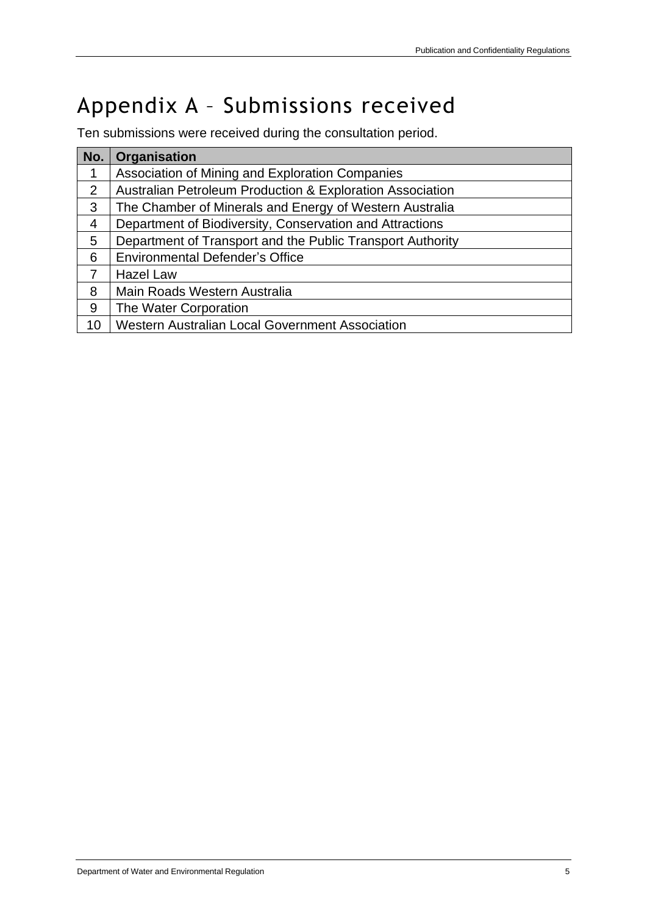# Appendix A – Submissions received

Ten submissions were received during the consultation period.

| No. | Organisation |
|---|---|
| 1 | Association of Mining and Exploration Companies |
| 2 | Australian Petroleum Production & Exploration Association |
| 3 | The Chamber of Minerals and Energy of Western Australia |
| 4 | Department of Biodiversity, Conservation and Attractions |
| 5 | Department of Transport and the Public Transport Authority |
| 6 | Environmental Defender's Office |
| 7 | Hazel Law |
| 8 | Main Roads Western Australia |
| 9 | The Water Corporation |
| 10 | Western Australian Local Government Association |